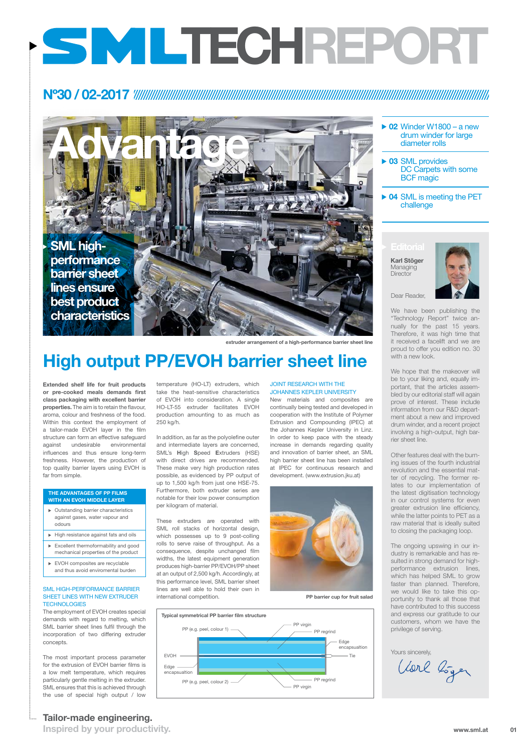# SMLTECHREPORT

**Nº30 / 02-2017**

**Advantage**

**SML high-performance barrier sheet lines ensure best product characteristics**

extruder arrangement of a high-performance barrier sheet line

- **02** Winder W1800 – a new drum winder for large diameter rolls
- **03** SML provides DC Carpets with some BCF magic
- **04** SML is meeting the PET challenge

# High output PP/EVOH barrier sheet line

**Extended shelf life for fruit products or pre-cooked meals demands first class packaging with excellent barrier properties.** The aim is to retain the flavour, aroma, colour and freshness of the food. Within this context the employment of a tailor-made EVOH layer in the film structure can form an effective safeguard against undesirable environmental influences and thus ensure long-term freshness. However, the production of top quality barrier layers using EVOH is far from simple.

**THE ADVANTAGES OF PP FILMS WITH AN EVOH MIDDLE LAYER**

- Outstanding barrier characteristics against gases, water vapour and odours
- High resistance against fats and oils
- Excellent thermoformability and good mechanical properties of the product
- EVOH composites are recyclable and thus avoid enviromental burden

### SML HIGH-PERFORMANCE BARRIER SHEET LINES WITH NEW EXTRUDER TECHNOLOGIES

The employment of EVOH creates special demands with regard to melting, which SML barrier sheet lines fulfil through the incorporation of two differing extruder concepts.

The most important process parameter for the extrusion of EVOH barrier films is a low melt temperature, which requires particularly gentle melting in the extruder. SML ensures that this is achieved through the use of special high output / low temperature (HO-LT) extruders, which take the heat-sensitive characteristics of EVOH into consideration. A single HO-LT-55 extruder facilitates EVOH production amounting to as much as 250 kg/h.

In addition, as far as the polyolefine outer and intermediate layers are concerned, SML's **H**igh **S**peed **E**xtruders (HSE) with direct drives are recommended. These make very high production rates possible, as evidenced by PP output of up to 1,500 kg/h from just one HSE-75. Furthermore, both extruder series are notable for their low power consumption per kilogram of material.

These extruders are operated with SML roll stacks of horizontal design, which possesses up to 9 post-colling rolls to serve raise of throughput. As a consequence, despite unchanged film widths, the latest equipment generation produces high-barrier PP/EVOH/PP sheet at an output of 2,500 kg/h. Accordingly, at this performance level, SML barrier sheet lines are well able to hold their own in international competition.

### JOINT RESEARCH WITH THE JOHANNES KEPLER UNIVERSITY

New materials and composites are continually being tested and developed in cooperation with the Institute of Polymer Extrusion and Compounding (IPEC) at the Johannes Kepler University in Linz. In order to keep pace with the steady increase in demands regarding quality and innovation of barrier sheet, an SML high barrier sheet line has been installed at IPEC for continuous research and development. (www.extrusion.jku.at)

PP barrier cup for fruit salad

**Typical symmetrical PP barrier film structure**

PP virgin, PP (e.g. peel, colour 1), PP regrind, Edge encapsulation, EVOH, Tie, Edge encapsulation, PP regrind, PP (e.g. peel, colour 2), PP virgin

## Editorial

**Karl Stöger**
Managing Director

Dear Reader,

We have been publishing the "Technology Report" twice annually for the past 15 years. Therefore, it was high time that it received a facelift and we are proud to offer you edition no. 30 with a new look.

We hope that the makeover will be to your liking and, equally important, that the articles assembled by our editorial staff will again prove of interest. These include information from our R&D department about a new and improved drum winder, and a recent project involving a high-output, high barrier sheet line.

Other features deal with the burning issues of the fourth industrial revolution and the essential matter of recycling. The former relates to our implementation of the latest digitisation technology in our control systems for even greater extrusion line efficiency, while the latter points to PET as a raw material that is ideally suited to closing the packaging loop.

The ongoing upswing in our industry is remarkable and has resulted in strong demand for high-performance extrusion lines, which has helped SML to grow faster than planned. Therefore, we would like to take this opportunity to thank all those that have contributed to this success and express our gratitude to our customers, whom we have the privilege of serving.

Yours sincerely,

Karl Stöger

**Tailor-made engineering.**
Inspired by your productivity.

www.sml.at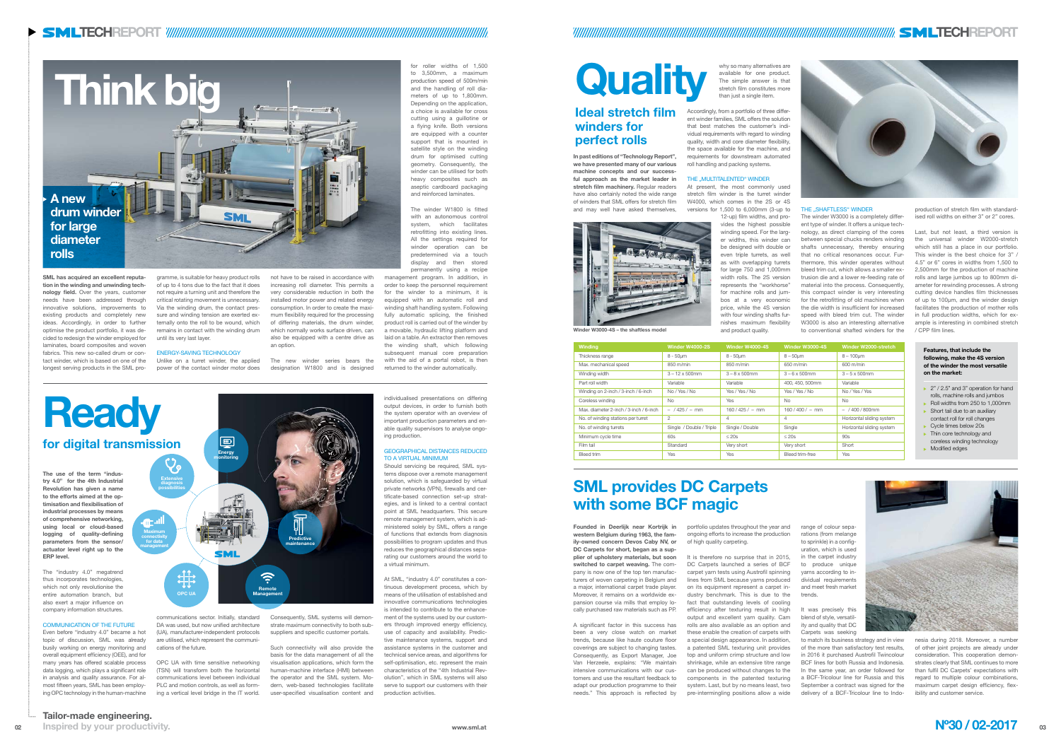# Think big

## A new drum winder for large diameter rolls

**SML has acquired an excellent reputation in the winding and unwinding technology field.** Over the years, customer needs have been addressed through innovative solutions, improvements to existing products and completely new ideas. Accordingly, in order to further optimise the product portfolio, it was decided to redesign the winder employed for laminates, board composites and woven fabrics. This new so-called drum or contact winder, which is based on one of the longest serving products in the SML programme, is suitable for heavy product rolls of up to 4 tons due to the fact that it does not require a turning unit and therefore the critical rotating movement is unnecessary. Via the winding drum, the contact pressure and winding tension are exerted externally onto the roll to be wound, which remains in contact with the winding drum until its very last layer.

### ENERGY-SAVING TECHNOLOGY

Unlike on a turret winder, the applied power of the contact winder motor does not have to be raised in accordance with increasing roll diameter. This permits a very considerable reduction in both the installed motor power and related energy consumption. In order to create the maximum flexibility required for the processing of differing materials, the drum winder, which normally works surface driven, can also be equipped with a centre drive as an option.

The new winder series bears the designation W1800 and is designed for roller widths of 1,500 to 3,500mm, a maximum production speed of 500m/min and the handling of roll diameters of up to 1,800mm. Depending on the application, a choice is available for cross cutting using a guillotine or a flying knife. Both versions are equipped with a counter support that is mounted in satellite style on the winding drum for optimised cutting geometry. Consequently, the winder can be utilised for both heavy composites such as aseptic cardboard packaging and reinforced laminates.

The winder W1800 is fitted with an autonomous control system, which facilitates retrofitting into existing lines. All the settings required for winder operation can be predetermined via a touch display and then stored permanently using a recipe management program. In addition, in order to keep the personnel requirement for the winder to a minimum, it is equipped with an automatic roll and winding shaft handling system. Following fully automatic splicing, the finished product roll is carried out of the winder by a movable, hydraulic lifting platform and laid on a table. An extractor then removes the winding shaft, which following subsequent manual core preparation with the aid of a portal robot, is then returned to the winder automatically.

# Ready

## for digital transmission

**The use of the term "industry 4.0" for the 4th Industrial Revolution has given a name to the efforts aimed at the optimisation and flexibilisation of industrial processes by means of comprehensive networking, using local or cloud-based logging of quality-defining parameters from the sensor/actuator level right up to the ERP level.**

The "industry 4.0" megatrend thus incorporates technologies, which not only revolutionise the entire automation branch, but also exert a major influence on company information structures.

### COMMUNICATION OF THE FUTURE

Even before "industry 4.0" became a hot topic of discussion, SML was already busily working on energy monitoring and overall equipment efficiency (OEE), and for many years has offered scalable process data logging, which plays a significant role in analysis and quality assurance. For almost fifteen years, SML has been employing OPC technology in the human-machine communications sector. Initially, standard DA was used, but now unified architecture (UA), manufacturer-independent protocols are utilised, which represent the communications of the future.

OPC UA with time sensitive networking (TSN) will transform both the horizontal communications level between individual PLC and motion controls, as well as forming a vertical level bridge in the IT world. Consequently, SML systems will demonstrate maximum connectivity to both sub-suppliers and specific customer portals.

Such connectivity will also provide the basis for the data management of all the visualisation applications, which form the human-machine interface (HMI) between the operator and the SML system. Modern, web-based technologies facilitate user-specified visualisation content and individualised presentations on differing output devices, in order to furnish both the system operator with an overview of important production parameters and enable quality supervisors to analyse ongoing production.

### GEOGRAPHICAL DISTANCES REDUCED TO A VIRTUAL MINIMUM

Should servicing be required, SML systems dispose over a remote management solution, which is safeguarded by virtual private networks (VPN), firewalls and certificate-based connection set-up strategies, and is linked to a central contact point at SML headquarters. This secure remote management system, which is administered solely by SML, offers a range of functions that extends from diagnosis possibilities to program updates and thus reduces the geographical distances separating our customers around the world to a virtual minimum.

At SML, "industry 4.0" constitutes a continuous development process, which by means of the utilisation of established and innovative communications technologies is intended to contribute to the enhancement of the systems used by our customers through improved energy efficiency, use of capacity and availability. Predictive maintenance systems, support and assistance systems in the customer and technical service areas, and algorithms for self-optimisation, etc. represent the main characteristics of the "4th Industrial Revolution", which in SML systems will also serve to support our customers with their production activities.

# Quality

## Ideal stretch film winders for perfect rolls

**In past editions of "Technology Report", we have presented many of our various machine concepts and our successful approach as the market leader in stretch film machinery.** Regular readers have also certainly noted the wide range of winders that SML offers for stretch film and may well have asked themselves, why so many alternatives are available for one product. The simple answer is that stretch film constitutes more than just a single item.

Accordingly, from a portfolio of three different winder families, SML offers the solution that best matches the customer's individual requirements with regard to winding quality, width and core diameter flexibility, the space available for the machine, and requirements for downstream automated roll handling and packing systems.

### THE „MULTITALENTED" WINDER

At present, the most commonly used stretch film winder is the turret winder W4000, which comes in the 2S or 4S versions for 1,500 to 6,000mm (3-up to 12-up) film widths, and provides the highest possible winding speed. For the larger widths, this winder can be designed with double or even triple turrets, as well as with overlapping turrets for large 750 and 1,000mm width rolls. The 2S version represents the "workhorse" for machine rolls and jumbos at a very economic price, while the 4S version with four winding shafts furnishes maximum flexibility and product quality.

Winder W3000-4S – the shaftless model

### THE „SHAFTLESS" WINDER

The winder W3000 is a completely different type of winder. It offers a unique technology, as direct clamping of the cores between special chucks renders winding shafts unnecessary, thereby ensuring that no critical resonances occur. Furthermore, this winder operates without bleed trim cut, which allows a smaller extrusion die and a lower re-feeding rate of material into the process. Consequently, this compact winder is very interesting for the retrofitting of old machines when the die width is insufficient for increased speed with bleed trim cut. The winder W3000 is also an interesting alternative to conventional shafted winders for the production of stretch film with standardised roll widths on either 3" or 2" cores.

Last, but not least, a third version is the universal winder W2000-stretch which still has a place in our portfolio. This winder is the best choice for 3" / 4.5" or 6" cores in widths from 1,500 to 2,500mm for the production of machine rolls and large jumbos up to 800mm diameter for rewinding processes. A strong cutting device handles film thicknesses of up to 100µm, and the winder design facilitates the production of mother rolls in full production widths, which for example is interesting in combined stretch / CPP film lines.

| Winder | Winder W4000-2S | Winder W4000-4S | Winder W3000-4S | Winder W2000-stretch |
|---|---|---|---|---|
| Thickness range | 8 – 50µm | 8 – 50µm | 8 – 50µm | 8 – 100µm |
| Max. mechanical speed | 850 m/min | 850 m/min | 650 m/min | 600 m/min |
| Winding width | 3 – 12 x 500mm | 3 – 8 x 500mm | 3 – 6 x 500mm | 3 – 5 x 500mm |
| Part roll width | Variable | Variable | 400, 450, 500mm | Variable |
| Winding on 2-inch / 3-inch / 6-inch | No / Yes / No | Yes / Yes / No | Yes / Yes / No | No / Yes / Yes |
| Coreless winding | No | Yes | No | No |
| Max. diameter 2-inch / 3-inch / 6-inch | – / 425 / – mm | 160 / 425 / – mm | 160 / 400 / – mm | – / 400 / 800mm |
| No. of winding stations per turret | 2 | 4 | 4 | Horizontal sliding system |
| No. of winding turrets | Single / Double / Triple | Single / Double | Single | Horizontal sliding system |
| Minimum cycle time | 60s | ≤ 20s | ≤ 20s | 90s |
| Film tail | Standard | Very short | Very short | Short |
| Bleed trim | Yes | Yes | Bleed trim-free | Yes |

**Features, that include the following, make the 4S version of the winder the most versatile on the market:**

- 2" / 2.5" and 3" operation for hand rolls, machine rolls and jumbos
- Roll widths from 250 to 1,000mm
- Short tail due to an auxiliary contact roll for roll changes
- Cycle times below 20s
- Thin core technology and coreless winding technology
- Modified edges

# SML provides DC Carpets with some BCF magic

**Founded in Deerlijk near Kortrijk in western Belgium during 1963, the family-owned concern Devos Caby NV, or DC Carpets for short, began as a supplier of upholstery materials, but soon switched to carpet weaving.** The company is now one of the top ten manufacturers of woven carpeting in Belgium and a major, international carpet trade player. Moreover, it remains on a worldwide excursion course via mills that employ locally purchased raw materials such as PP.

A significant factor in this success has been a very close watch on market trends, because like haute couture floor coverings are subject to changing tastes. Consequently, as Export Manager, Joe Van Herzeele, explains: "We maintain intensive communications with our customers and use the resultant feedback to adapt our production programme to their needs." This approach is reflected by portfolio updates throughout the year and ongoing efforts to increase the production of high quality carpeting.

It is therefore no surprise that in 2015, DC Carpets launched a series of BCF carpet yarn tests using Austrofil spinning lines from SML because yarns produced on its equipment represent a carpet industry benchmark. This is due to the fact that outstanding levels of cooling efficiency after texturing result in high output and excellent yarn quality. Cam rolls are also available as an option and these enable the creation of carpets with a special design appearance. In addition, a patented SML texturing unit provides top and uniform crimp structure and low shrinkage, while an extensive titre range can be produced without changes to the components in the patented texturing system. Last, but by no means least, two pre-intermingling positions allow a wide range of colour separations (from melange to sprinkle) in a configuration, which is used in the carpet industry to produce unique yarns according to individual requirements and meet fresh market trends.

It was precisely this blend of style, versatility and quality that DC Carpets was seeking to match its business strategy and in view of the more than satisfactory test results, in 2016 it purchased Austrofil Twincolour BCF lines for both Russia and Indonesia. In the same year, an order followed for a BCF-Tricolour line for Russia and this September a contract was signed for the delivery of a BCF-Tricolour line to Indonesia during 2018. Moreover, a number of other joint projects are already under consideration. This cooperation demonstrates clearly that SML continues to more than fulfil DC Carpets' expectations with regard to multiple colour combinations, maximum carpet design efficiency, flexibility and customer service.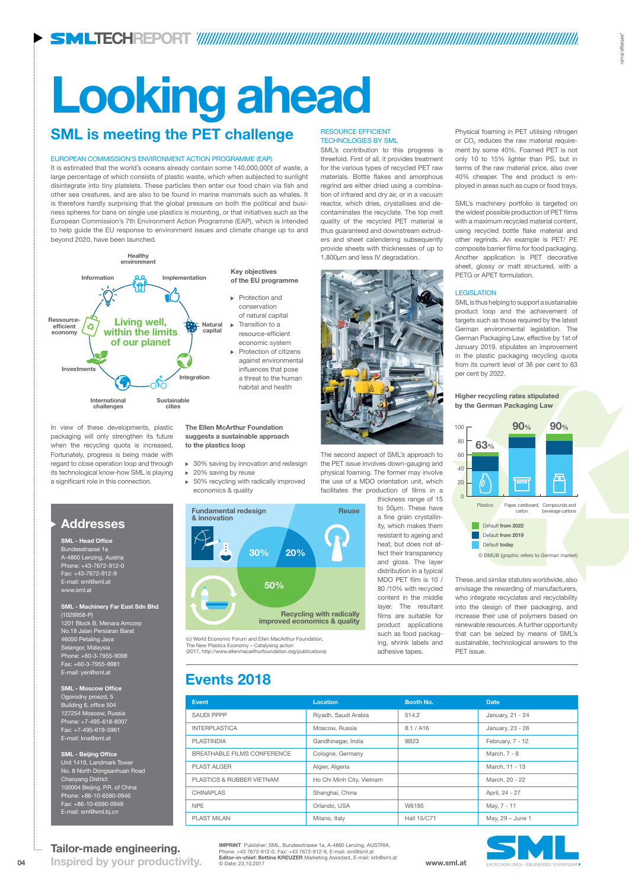SMLTECHREPORT

# Looking ahead

## SML is meeting the PET challenge

EUROPEAN COMMISSION'S ENVIRONMENT ACTION PROGRAMME (EAP)

It is estimated that the world's oceans already contain some 140,000,000t of waste, a large percentage of which consists of plastic waste, which when subjected to sunlight disintegrate into tiny platelets. These particles then enter our food chain via fish and other sea creatures, and are also to be found in marine mammals such as whales. It is therefore hardly surprising that the global pressure on both the political and business spheres for bans on single use plastics is mounting, or that initiatives such as the European Commission's 7th Environment Action Programme (EAP), which is intended to help guide the EU response to environment issues and climate change up to and beyond 2020, have been launched.

Healthy environment
Information
Implementation
Ressource-efficient economy
Living well, within the limits of our planet
Natural capital
Investments
Integration
International challenges
Sustainable cities

**Key objectives of the EU programme**

- Protection and conservation of natural capital
- Transition to a resource-efficient economic system
- Protection of citizens against environmental influences that pose a threat to the human habitat and health

In view of these developments, plastic packaging will only strengthen its future when the recycling quota is increased. Fortunately, progress is being made with regard to close operation loop and through its technological know-how SML is playing a significant role in this connection.

**The Ellen McArthur Foundation suggests a sustainable approach to the plastics loop**

- 30% saving by innovation and redesign
- 20% saving by reuse
- 50% recycling with radically improved economics & quality

Fundamental redesign & innovation
Reuse
30%
20%
50%
Recycling with radically improved economics & quality

(c) World Economic Forum and Ellen MacArthur Foundation, The New Plastics Economy – Catalysing action (2017, http://www.ellenmacarthurfoundation.org/publications)

RESOURCE EFFICIENT TECHNOLOGIES BY SML

SML's contribution to this progress is threefold. First of all, it provides treatment for the various types of recycled PET raw materials. Bottle flakes and amorphous regrind are either dried using a combination of infrared and dry air, or in a vacuum reactor, which dries, crystallises and decontaminates the recyclate. The top melt quality of the recycled PET material is thus guaranteed and downstream extruders and sheet calendering subsequently provide sheets with thicknesses of up to 1,800µm and less IV degradation.

The second aspect of SML's approach to the PET issue involves down-gauging and physical foaming. The former may involve the use of a MDO orientation unit, which facilitates the production of films in a thickness range of 15 to 50µm. These have a fine grain crystallinity, which makes them resistant to ageing and heat, but does not affect their transparency and gloss. The layer distribution in a typical MDO PET film is 10 / 80 /10% with recycled content in the middle layer. The resultant films are suitable for product applications such as food packaging, shrink labels and adhesive tapes.

Physical foaming in PET utilising nitrogen or $CO_2$ reduces the raw material requirement by some 40%. Foamed PET is not only 10 to 15% lighter than PS, but in terms of the raw material price, also over 40% cheaper. The end product is employed in areas such as cups or food trays.

SML's machinery portfolio is targeted on the widest possible production of PET films with a maximum recycled material content, using recycled bottle flake material and other regrinds. An example is PET/ PE composite barrier films for food packaging. Another application is PET decorative sheet, glossy or matt structured, with a PETG or APET formulation.

LEGISLATION

SML is thus helping to support a sustainable product loop and the achievement of targets such as those required by the latest German environmental legislation. The German Packaging Law, effective by 1st of January 2019, stipulates an improvement in the plastic packaging recycling quota from its current level of 36 per cent to 63 per cent by 2022.

**Higher recycling rates stipulated by the German Packaging Law**

100
80
60
40
20
0
63%
90%
90%
Plastics
Paper, cardboard, carton
Compounds and beverage cartons
Default from 2022
Default from 2019
Default today

© BMUB (graphic refers to German market)

These, and similar statutes worldwide, also envisage the rewarding of manufacturers, who integrate recyclates and recyclability into the design of their packaging, and increase their use of polymers based on renewable resources. A further opportunity that can be seized by means of SML's sustainable, technological answers to the PET issue.

## Addresses

**SML - Head Office**
Bundesstrasse 1a
A-4860 Lenzing, Austria
Phone: +43-7672-912-0
Fax: +43-7672-912-9
E-mail: sml@sml.at
www.sml.at

**SML - Machinery Far East Sdn Bhd**
(1029958-P)
1201 Block B, Menara Amcorp
No.18 Jalan Persiaran Barat
46050 Petaling Jaya
Selangor, Malaysia
Phone: +60-3-7955-9098
Fax: +60-3-7955-9981
E-mail: yen@sml.at

**SML - Moscow Office**
Ogorodny proezd, 5
Building 6, office 504
127254 Moscow, Russia
Phone: +7-495-618-8007
Fax: +7-495-619-5961
E-mail: kna@sml.at

**SML - Beijing Office**
Unit 1410, Landmark Tower
No. 8 North Dongsanhuan Road
Chaoyang District
100004 Beijing, P.R. of China
Phone: +86-10-6590-0946
Fax: +86-10-6590-0949
E-mail: sml@sml.bj.cn

## Events 2018

| Event | Location | Booth No. | Date |
|---|---|---|---|
| SAUDI PPPP | Riyadh, Saudi Arabia | 514.2 | January, 21 - 24 |
| INTERPLASTICA | Moscow, Russia | 8.1 / A16 | January, 23 - 26 |
| PLASTINDIA | Gandhinagar, India | 8B23 | February, 7 - 12 |
| BREATHABLE FILMS CONFERENCE | Cologne, Germany | | March, 7 - 8 |
| PLAST ALGER | Algier, Algeria | | March, 11 - 13 |
| PLASTICS & RUBBER VIETNAM | Ho Chi Minh City, Vietnam | | March, 20 - 22 |
| CHINAPLAS | Shanghai, China | | April, 24 - 27 |
| NPE | Orlando, USA | W6185 | May, 7 - 11 |
| PLAST MILAN | Milano, Italy | Hall 15/C71 | May, 29 – June 1 |

**Tailor-made engineering.**
Inspired by your productivity.

**IMPRINT** Publisher: SML, Bundesstrasse 1a, A-4860 Lenzing, AUSTRIA, Phone: +43 7672-912-0, Fax: +43 7672-912-9, E-mail: sml@sml.at
**Editor-in-chief: Bettina KREUZER** Marketing Assistant, E-mail: krb@sml.at
© Date: 23.10.2017

www.sml.at

SML EXTRUSION LINES - ENGINEERED TO PERFORM